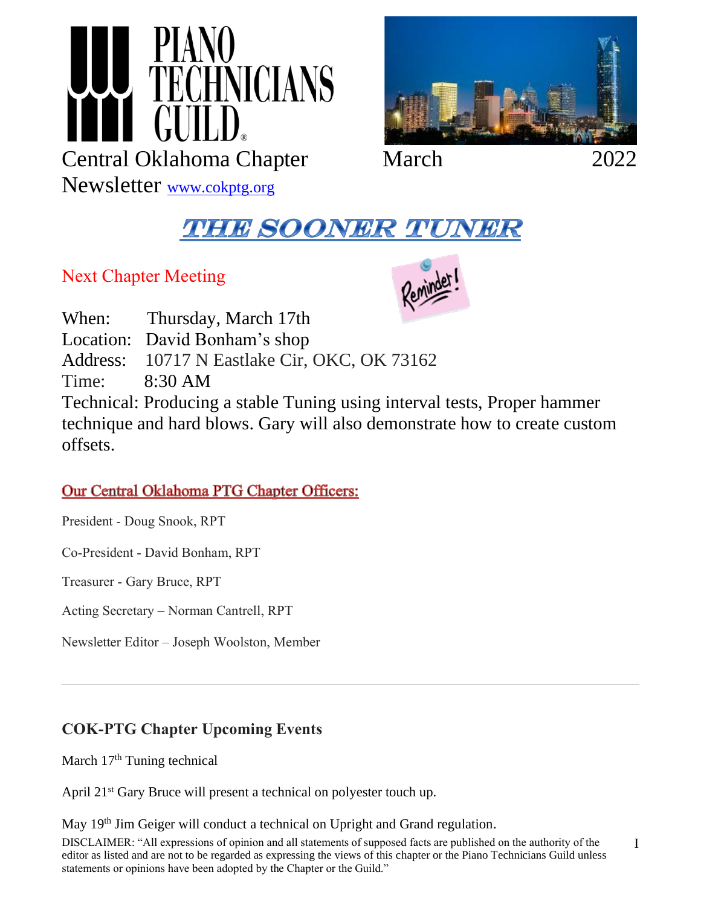# PIANO TECHNICIANS GUILD

Central Oklahoma Chapter Newsletter [www.cokptg.org](http://www.cokptg.org)

March 2022

# THE SOONER TUNER

## Next Chapter Meeting

Reminder!

When: Thursday, March 17th
Location: David Bonham's shop
Address: 10717 N Eastlake Cir, OKC, OK 73162
Time: 8:30 AM
Technical: Producing a stable Tuning using interval tests, Proper hammer technique and hard blows. Gary will also demonstrate how to create custom offsets.

## Our Central Oklahoma PTG Chapter Officers:

President - Doug Snook, RPT

Co-President - David Bonham, RPT

Treasurer - Gary Bruce, RPT

Acting Secretary – Norman Cantrell, RPT

Newsletter Editor – Joseph Woolston, Member

---

## COK-PTG Chapter Upcoming Events

March 17th Tuning technical

April 21st Gary Bruce will present a technical on polyester touch up.

May 19th Jim Geiger will conduct a technical on Upright and Grand regulation.

DISCLAIMER: "All expressions of opinion and all statements of supposed facts are published on the authority of the editor as listed and are not to be regarded as expressing the views of this chapter or the Piano Technicians Guild unless statements or opinions have been adopted by the Chapter or the Guild."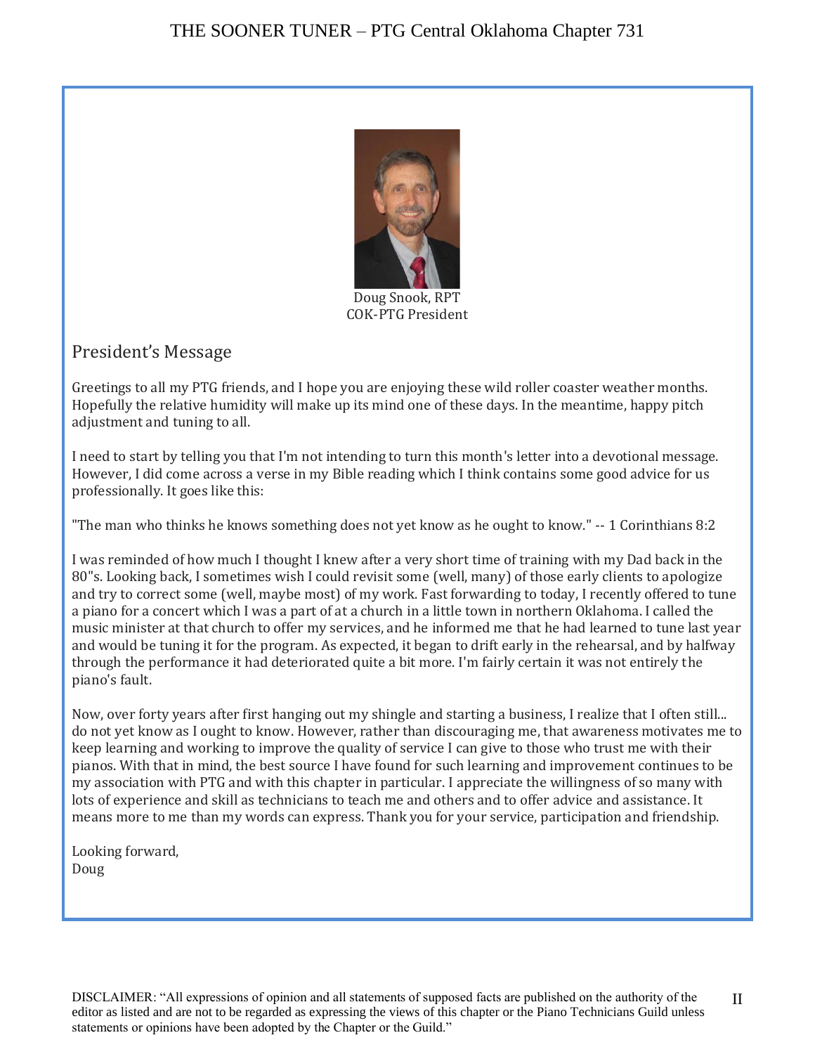Doug Snook, RPT
COK-PTG President

## President's Message

Greetings to all my PTG friends, and I hope you are enjoying these wild roller coaster weather months. Hopefully the relative humidity will make up its mind one of these days. In the meantime, happy pitch adjustment and tuning to all.

I need to start by telling you that I'm not intending to turn this month's letter into a devotional message. However, I did come across a verse in my Bible reading which I think contains some good advice for us professionally. It goes like this:

"The man who thinks he knows something does not yet know as he ought to know." -- 1 Corinthians 8:2

I was reminded of how much I thought I knew after a very short time of training with my Dad back in the 80"s. Looking back, I sometimes wish I could revisit some (well, many) of those early clients to apologize and try to correct some (well, maybe most) of my work. Fast forwarding to today, I recently offered to tune a piano for a concert which I was a part of at a church in a little town in northern Oklahoma. I called the music minister at that church to offer my services, and he informed me that he had learned to tune last year and would be tuning it for the program. As expected, it began to drift early in the rehearsal, and by halfway through the performance it had deteriorated quite a bit more. I'm fairly certain it was not entirely the piano's fault.

Now, over forty years after first hanging out my shingle and starting a business, I realize that I often still... do not yet know as I ought to know. However, rather than discouraging me, that awareness motivates me to keep learning and working to improve the quality of service I can give to those who trust me with their pianos. With that in mind, the best source I have found for such learning and improvement continues to be my association with PTG and with this chapter in particular. I appreciate the willingness of so many with lots of experience and skill as technicians to teach me and others and to offer advice and assistance. It means more to me than my words can express. Thank you for your service, participation and friendship.

Looking forward,
Doug

DISCLAIMER: "All expressions of opinion and all statements of supposed facts are published on the authority of the editor as listed and are not to be regarded as expressing the views of this chapter or the Piano Technicians Guild unless statements or opinions have been adopted by the Chapter or the Guild."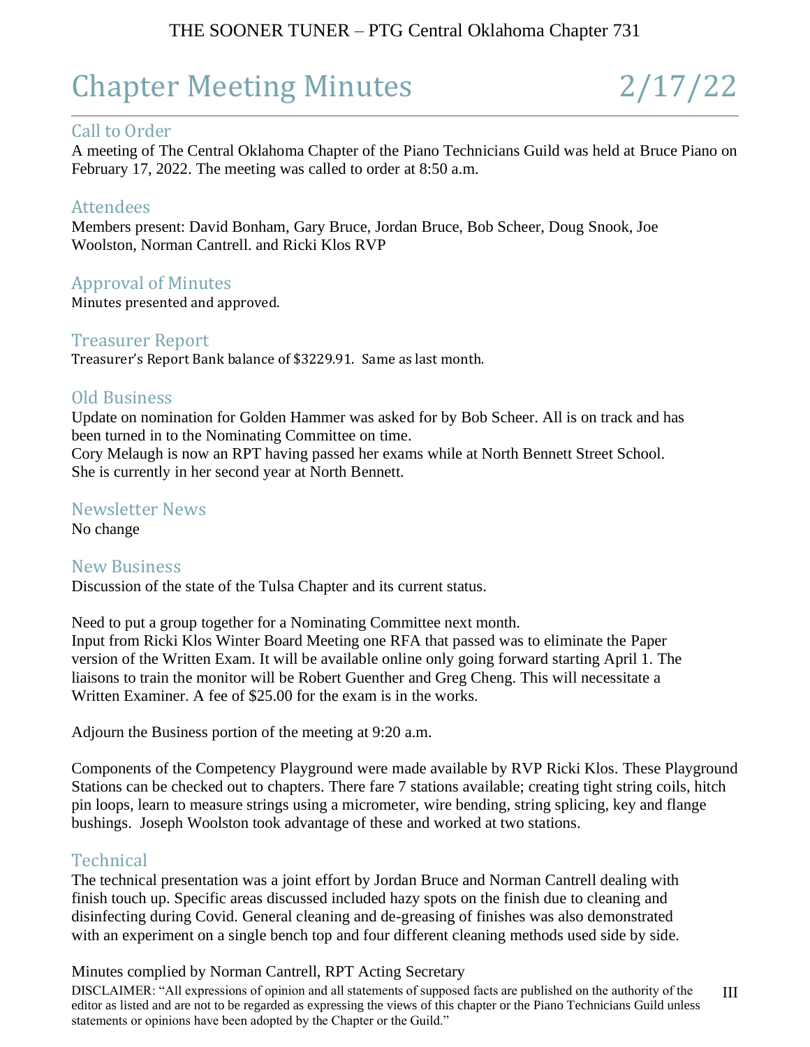# Chapter Meeting Minutes 2/17/22

## Call to Order

A meeting of The Central Oklahoma Chapter of the Piano Technicians Guild was held at Bruce Piano on February 17, 2022. The meeting was called to order at 8:50 a.m.

## Attendees

Members present: David Bonham, Gary Bruce, Jordan Bruce, Bob Scheer, Doug Snook, Joe Woolston, Norman Cantrell. and Ricki Klos RVP

## Approval of Minutes

Minutes presented and approved.

## Treasurer Report

Treasurer's Report Bank balance of $3229.91. Same as last month.

## Old Business

Update on nomination for Golden Hammer was asked for by Bob Scheer. All is on track and has been turned in to the Nominating Committee on time.
Cory Melaugh is now an RPT having passed her exams while at North Bennett Street School. She is currently in her second year at North Bennett.

## Newsletter News

No change

## New Business

Discussion of the state of the Tulsa Chapter and its current status.

Need to put a group together for a Nominating Committee next month.
Input from Ricki Klos Winter Board Meeting one RFA that passed was to eliminate the Paper version of the Written Exam. It will be available online only going forward starting April 1. The liaisons to train the monitor will be Robert Guenther and Greg Cheng. This will necessitate a Written Examiner. A fee of $25.00 for the exam is in the works.

Adjourn the Business portion of the meeting at 9:20 a.m.

Components of the Competency Playground were made available by RVP Ricki Klos. These Playground Stations can be checked out to chapters. There fare 7 stations available; creating tight string coils, hitch pin loops, learn to measure strings using a micrometer, wire bending, string splicing, key and flange bushings. Joseph Woolston took advantage of these and worked at two stations.

## Technical

The technical presentation was a joint effort by Jordan Bruce and Norman Cantrell dealing with finish touch up. Specific areas discussed included hazy spots on the finish due to cleaning and disinfecting during Covid. General cleaning and de-greasing of finishes was also demonstrated with an experiment on a single bench top and four different cleaning methods used side by side.

Minutes complied by Norman Cantrell, RPT Acting Secretary

DISCLAIMER: "All expressions of opinion and all statements of supposed facts are published on the authority of the editor as listed and are not to be regarded as expressing the views of this chapter or the Piano Technicians Guild unless statements or opinions have been adopted by the Chapter or the Guild."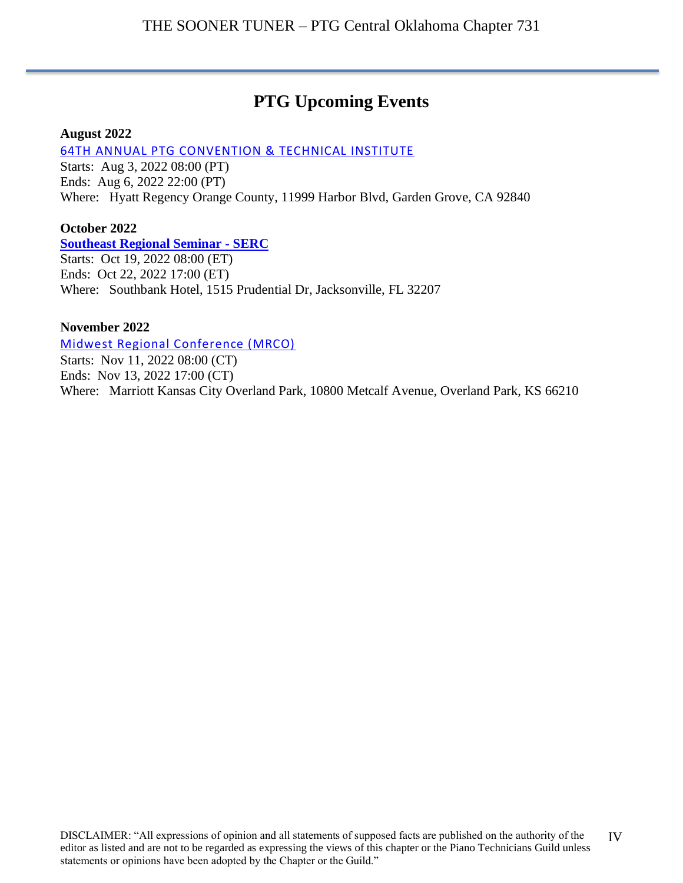# PTG Upcoming Events

**August 2022**

64TH ANNUAL PTG CONVENTION & TECHNICAL INSTITUTE
Starts: Aug 3, 2022 08:00 (PT)
Ends: Aug 6, 2022 22:00 (PT)
Where: Hyatt Regency Orange County, 11999 Harbor Blvd, Garden Grove, CA 92840

**October 2022**

**Southeast Regional Seminar - SERC**
Starts: Oct 19, 2022 08:00 (ET)
Ends: Oct 22, 2022 17:00 (ET)
Where: Southbank Hotel, 1515 Prudential Dr, Jacksonville, FL 32207

**November 2022**

Midwest Regional Conference (MRCO)
Starts: Nov 11, 2022 08:00 (CT)
Ends: Nov 13, 2022 17:00 (CT)
Where: Marriott Kansas City Overland Park, 10800 Metcalf Avenue, Overland Park, KS 66210

DISCLAIMER: "All expressions of opinion and all statements of supposed facts are published on the authority of the editor as listed and are not to be regarded as expressing the views of this chapter or the Piano Technicians Guild unless statements or opinions have been adopted by the Chapter or the Guild."